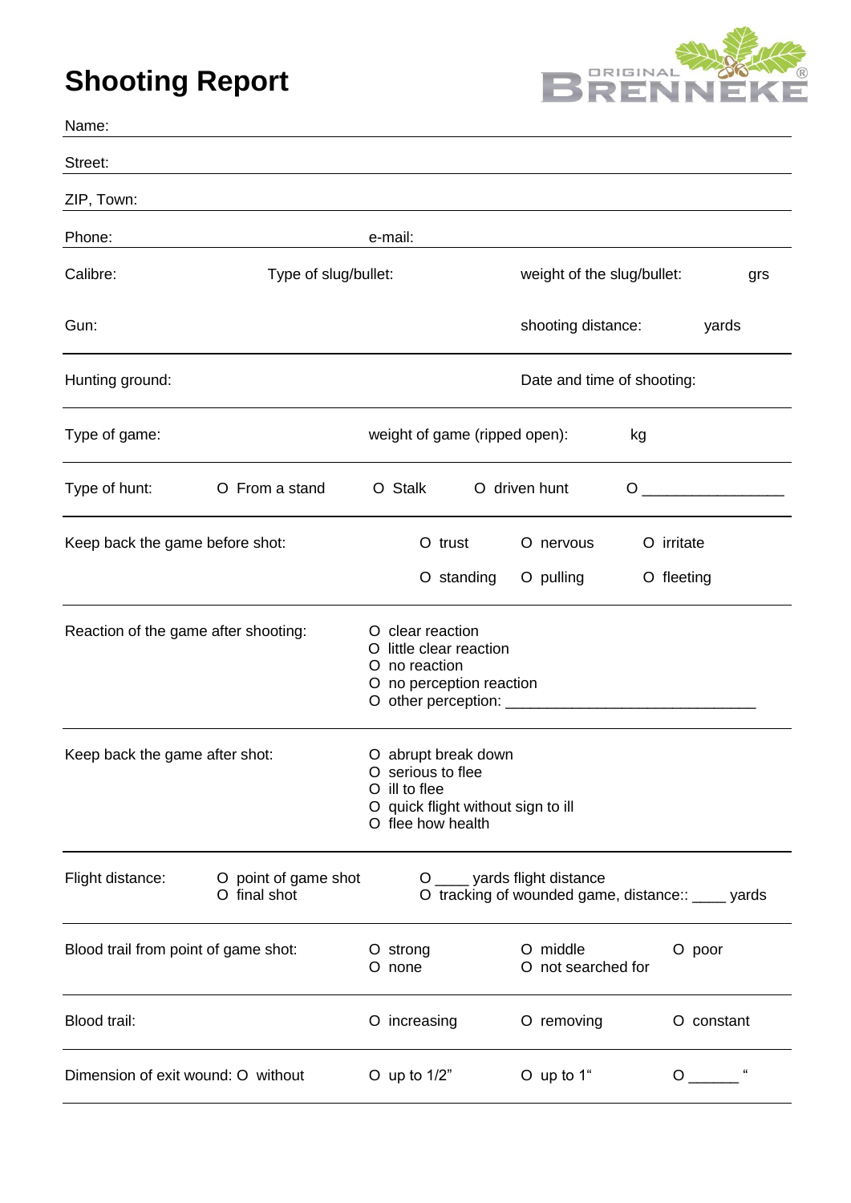# Shooting Report

ORIGINAL BRENNEKE®

Name:

Street:

ZIP, Town:

Phone: e-mail:

Calibre: Type of slug/bullet: weight of the slug/bullet: grs

Gun: shooting distance: yards

Hunting ground: Date and time of shooting:

Type of game: weight of game (ripped open): kg

Type of hunt: O From a stand O Stalk O driven hunt O _________________

Keep back the game before shot: O trust O nervous O irritate
O standing O pulling O fleeting

Reaction of the game after shooting:
O clear reaction
O little clear reaction
O no reaction
O no perception reaction
O other perception: ______________________________

Keep back the game after shot:
O abrupt break down
O serious to flee
O ill to flee
O quick flight without sign to ill
O flee how health

Flight distance: O point of game shot O final shot O ____ yards flight distance O tracking of wounded game, distance:: ____ yards

Blood trail from point of game shot: O strong O none O middle O not searched for O poor

Blood trail: O increasing O removing O constant

Dimension of exit wound: O without O up to 1/2" O up to 1" O ______ "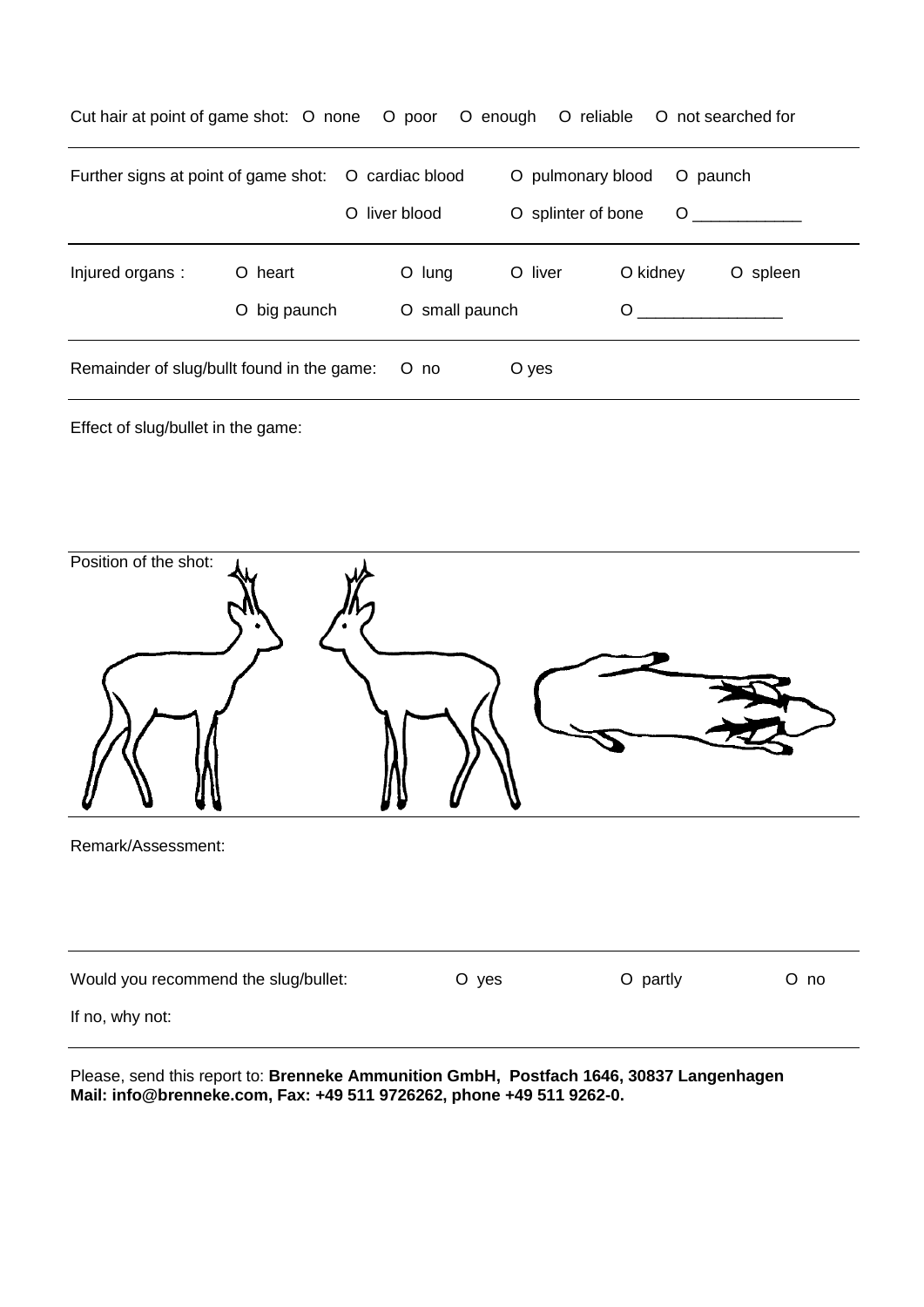Cut hair at point of game shot: O none O poor O enough O reliable O not searched for

---

Further signs at point of game shot: O cardiac blood O pulmonary blood O paunch

O liver blood O splinter of bone O ____________

---

Injured organs : O heart O lung O liver O kidney O spleen

O big paunch O small paunch O ________________

---

Remainder of slug/bullt found in the game: O no O yes

---

Effect of slug/bullet in the game:

---

Position of the shot:

---

Remark/Assessment:

---

Would you recommend the slug/bullet: O yes O partly O no

If no, why not:

---

Please, send this report to: **Brenneke Ammunition GmbH, Postfach 1646, 30837 Langenhagen**
**Mail: info@brenneke.com, Fax: +49 511 9726262, phone +49 511 9262-0.**